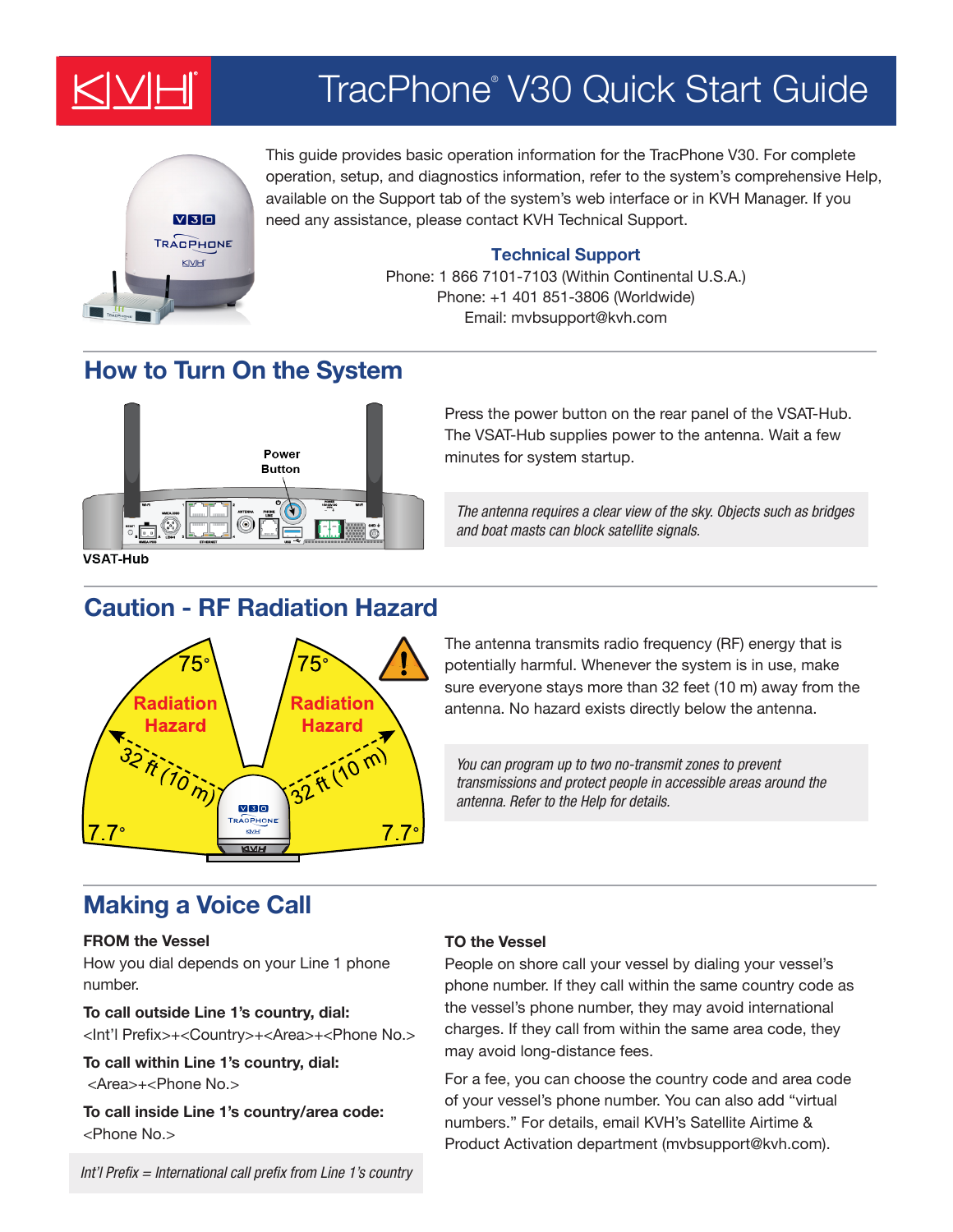# TracPhone® V30 Quick Start Guide

This guide provides basic operation information for the TracPhone V30. For complete operation, setup, and diagnostics information, refer to the system's comprehensive Help, available on the Support tab of the system's web interface or in KVH Manager. If you need any assistance, please contact KVH Technical Support.

**Technical Support**

Phone: 1 866 7101-7103 (Within Continental U.S.A.)
Phone: +1 401 851-3806 (Worldwide)
Email: mvbsupport@kvh.com

## How to Turn On the System

Press the power button on the rear panel of the VSAT-Hub. The VSAT-Hub supplies power to the antenna. Wait a few minutes for system startup.

*The antenna requires a clear view of the sky. Objects such as bridges and boat masts can block satellite signals.*

## Caution - RF Radiation Hazard

The antenna transmits radio frequency (RF) energy that is potentially harmful. Whenever the system is in use, make sure everyone stays more than 32 feet (10 m) away from the antenna. No hazard exists directly below the antenna.

*You can program up to two no-transmit zones to prevent transmissions and protect people in accessible areas around the antenna. Refer to the Help for details.*

## Making a Voice Call

**FROM the Vessel**

How you dial depends on your Line 1 phone number.

**To call outside Line 1's country, dial:**
<Int'l Prefix>+<Country>+<Area>+<Phone No.>

**To call within Line 1's country, dial:**
<Area>+<Phone No.>

**To call inside Line 1's country/area code:**
<Phone No.>

*Int'l Prefix = International call prefix from Line 1's country*

**TO the Vessel**

People on shore call your vessel by dialing your vessel's phone number. If they call within the same country code as the vessel's phone number, they may avoid international charges. If they call from within the same area code, they may avoid long-distance fees.

For a fee, you can choose the country code and area code of your vessel's phone number. You can also add "virtual numbers." For details, email KVH's Satellite Airtime & Product Activation department (mvbsupport@kvh.com).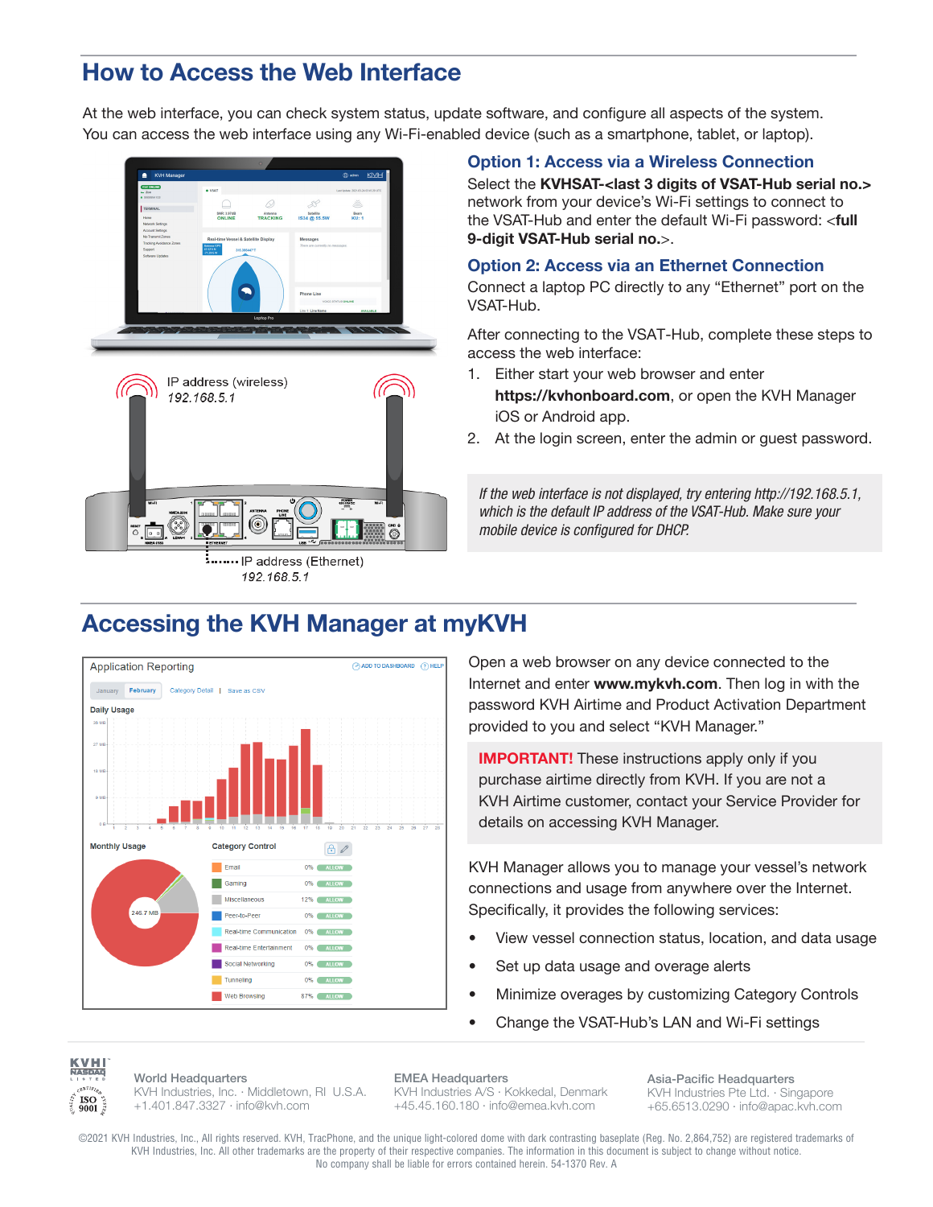## How to Access the Web Interface

At the web interface, you can check system status, update software, and configure all aspects of the system. You can access the web interface using any Wi-Fi-enabled device (such as a smartphone, tablet, or laptop).

IP address (wireless)
*192.168.5.1*

IP address (Ethernet)
*192.168.5.1*

### Option 1: Access via a Wireless Connection

Select the **KVHSAT-<last 3 digits of VSAT-Hub serial no.>** network from your device's Wi-Fi settings to connect to the VSAT-Hub and enter the default Wi-Fi password: <**full 9-digit VSAT-Hub serial no.**>.

### Option 2: Access via an Ethernet Connection

Connect a laptop PC directly to any "Ethernet" port on the VSAT-Hub.

After connecting to the VSAT-Hub, complete these steps to access the web interface:

1. Either start your web browser and enter **https://kvhonboard.com**, or open the KVH Manager iOS or Android app.
2. At the login screen, enter the admin or guest password.

*If the web interface is not displayed, try entering http://192.168.5.1, which is the default IP address of the VSAT-Hub. Make sure your mobile device is configured for DHCP.*

## Accessing the KVH Manager at myKVH

Open a web browser on any device connected to the Internet and enter **www.mykvh.com**. Then log in with the password KVH Airtime and Product Activation Department provided to you and select "KVH Manager."

**IMPORTANT!** These instructions apply only if you purchase airtime directly from KVH. If you are not a KVH Airtime customer, contact your Service Provider for details on accessing KVH Manager.

KVH Manager allows you to manage your vessel's network connections and usage from anywhere over the Internet. Specifically, it provides the following services:

- View vessel connection status, location, and data usage
- Set up data usage and overage alerts
- Minimize overages by customizing Category Controls
- Change the VSAT-Hub's LAN and Wi-Fi settings

World Headquarters
KVH Industries, Inc. · Middletown, RI U.S.A.
+1.401.847.3327 · info@kvh.com

EMEA Headquarters
KVH Industries A/S · Kokkedal, Denmark
+45.45.160.180 · info@emea.kvh.com

Asia-Pacific Headquarters
KVH Industries Pte Ltd. · Singapore
+65.6513.0290 · info@apac.kvh.com

©2021 KVH Industries, Inc., All rights reserved. KVH, TracPhone, and the unique light-colored dome with dark contrasting baseplate (Reg. No. 2,864,752) are registered trademarks of KVH Industries, Inc. All other trademarks are the property of their respective companies. The information in this document is subject to change without notice. No company shall be liable for errors contained herein. 54-1370 Rev. A